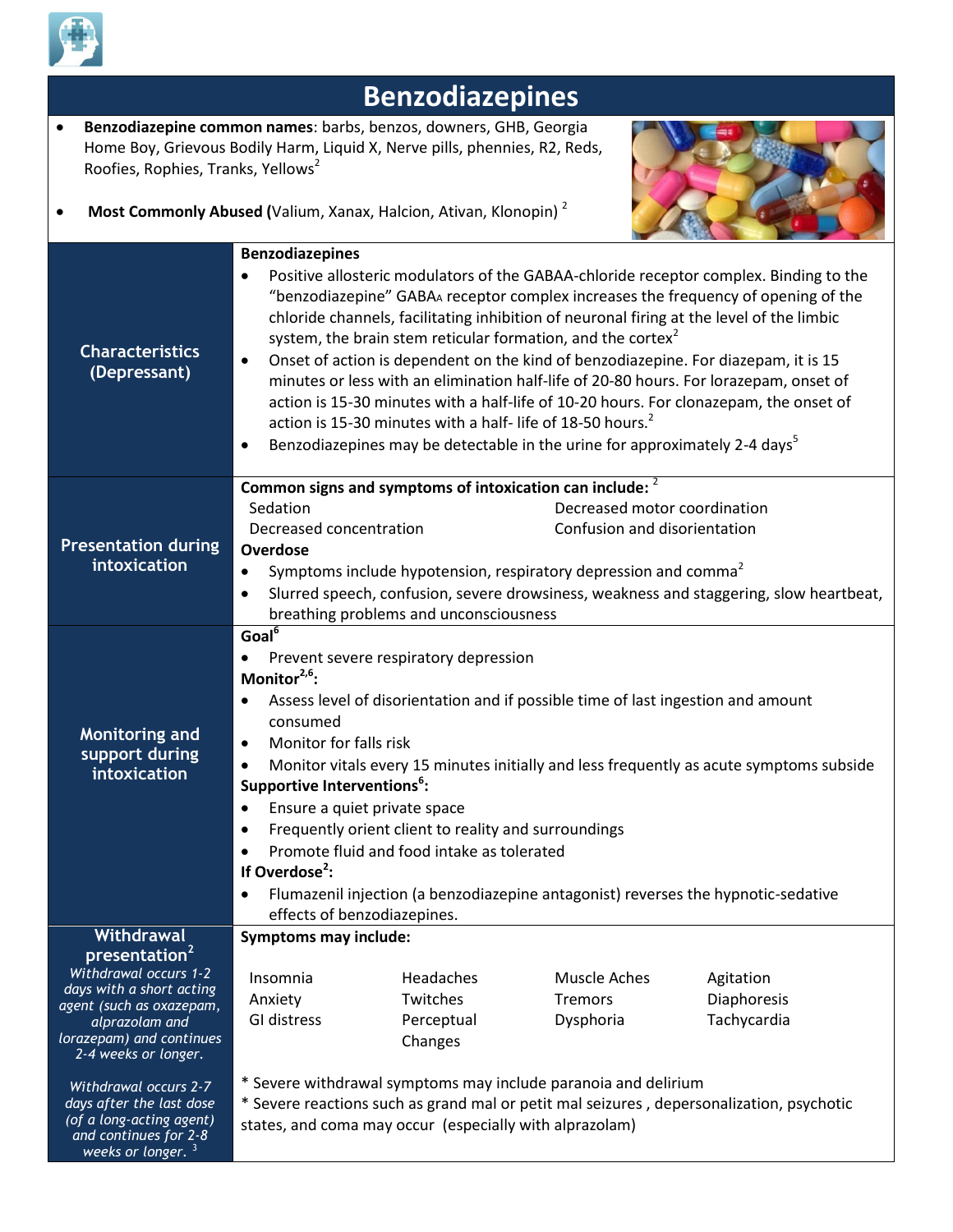# Benzodiazepines

- **Benzodiazepine common names**: barbs, benzos, downers, GHB, Georgia Home Boy, Grievous Bodily Harm, Liquid X, Nerve pills, phennies, R2, Reds, Roofies, Rophies, Tranks, Yellows[2]
- **Most Commonly Abused (**Valium, Xanax, Halcion, Ativan, Klonopin) [2]

| | |
|---|---|
| **Characteristics (Depressant)** | **Benzodiazepines**<br>• Positive allosteric modulators of the GABAA-chloride receptor complex. Binding to the "benzodiazepine" $GABA_A$ receptor complex increases the frequency of opening of the chloride channels, facilitating inhibition of neuronal firing at the level of the limbic system, the brain stem reticular formation, and the cortex[2]<br>• Onset of action is dependent on the kind of benzodiazepine. For diazepam, it is 15 minutes or less with an elimination half-life of 20-80 hours. For lorazepam, onset of action is 15-30 minutes with a half-life of 10-20 hours. For clonazepam, the onset of action is 15-30 minutes with a half- life of 18-50 hours.[2]<br>• Benzodiazepines may be detectable in the urine for approximately 2-4 days[5] |
| **Presentation during intoxication** | **Common signs and symptoms of intoxication can include:** [2]<br>Sedation<br>Decreased concentration<br>Decreased motor coordination<br>Confusion and disorientation<br>**Overdose**<br>• Symptoms include hypotension, respiratory depression and comma[2]<br>• Slurred speech, confusion, severe drowsiness, weakness and staggering, slow heartbeat, breathing problems and unconsciousness |
| **Monitoring and support during intoxication** | **Goal[6]**<br>• Prevent severe respiratory depression<br>**Monitor[2,6]:**<br>• Assess level of disorientation and if possible time of last ingestion and amount consumed<br>• Monitor for falls risk<br>• Monitor vitals every 15 minutes initially and less frequently as acute symptoms subside<br>**Supportive Interventions[6]:**<br>• Ensure a quiet private space<br>• Frequently orient client to reality and surroundings<br>• Promote fluid and food intake as tolerated<br>**If Overdose[2]:**<br>• Flumazenil injection (a benzodiazepine antagonist) reverses the hypnotic-sedative effects of benzodiazepines. |
| **Withdrawal presentation[2]**<br>*Withdrawal occurs 1-2 days with a short acting agent (such as oxazepam, alprazolam and lorazepam) and continues 2-4 weeks or longer.*<br><br>*Withdrawal occurs 2-7 days after the last dose (of a long-acting agent) and continues for 2-8 weeks or longer.* [3] | **Symptoms may include:**<br>Insomnia<br>Anxiety<br>GI distress<br>Headaches<br>Twitches<br>Perceptual Changes<br>Muscle Aches<br>Tremors<br>Dysphoria<br>Agitation<br>Diaphoresis<br>Tachycardia<br><br>* Severe withdrawal symptoms may include paranoia and delirium<br>* Severe reactions such as grand mal or petit mal seizures , depersonalization, psychotic states, and coma may occur (especially with alprazolam) |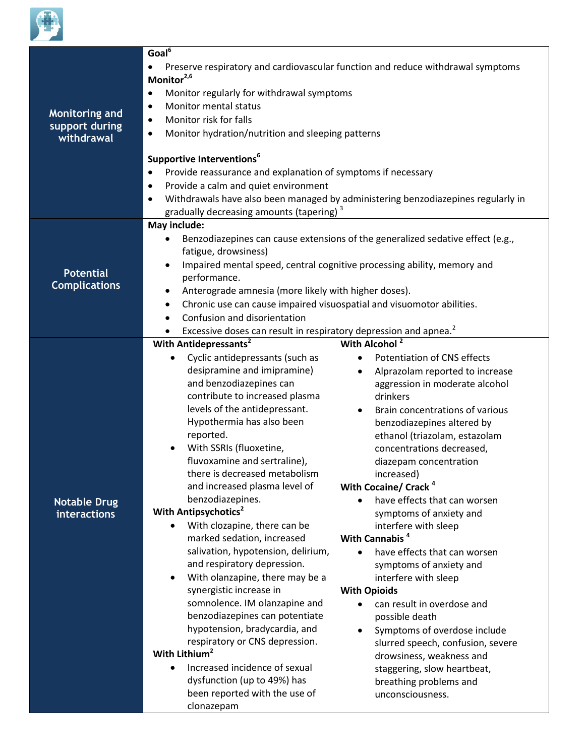| | |
|---|---|
| **Monitoring and support during withdrawal** | **Goal**[6]<br>• Preserve respiratory and cardiovascular function and reduce withdrawal symptoms<br>**Monitor**[2,6]<br>• Monitor regularly for withdrawal symptoms<br>• Monitor mental status<br>• Monitor risk for falls<br>• Monitor hydration/nutrition and sleeping patterns<br><br>**Supportive Interventions**[6]<br>• Provide reassurance and explanation of symptoms if necessary<br>• Provide a calm and quiet environment<br>• Withdrawals have also been managed by administering benzodiazepines regularly in gradually decreasing amounts (tapering) [3] |
| **Potential Complications** | **May include:**<br>• Benzodiazepines can cause extensions of the generalized sedative effect (e.g., fatigue, drowsiness)<br>• Impaired mental speed, central cognitive processing ability, memory and performance.<br>• Anterograde amnesia (more likely with higher doses).<br>• Chronic use can cause impaired visuospatial and visuomotor abilities.<br>• Confusion and disorientation<br>• Excessive doses can result in respiratory depression and apnea.[2] |
| **Notable Drug interactions** | **With Antidepressants**[2]<br>• Cyclic antidepressants (such as desipramine and imipramine) and benzodiazepines can contribute to increased plasma levels of the antidepressant. Hypothermia has also been reported.<br>• With SSRIs (fluoxetine, fluvoxamine and sertraline), there is decreased metabolism and increased plasma level of benzodiazepines.<br>**With Antipsychotics**[2]<br>• With clozapine, there can be marked sedation, increased salivation, hypotension, delirium, and respiratory depression.<br>• With olanzapine, there may be a synergistic increase in somnolence. IM olanzapine and benzodiazepines can potentiate hypotension, bradycardia, and respiratory or CNS depression.<br>**With Lithium**[2]<br>• Increased incidence of sexual dysfunction (up to 49%) has been reported with the use of clonazepam<br>**With Alcohol** [2]<br>• Potentiation of CNS effects<br>• Alprazolam reported to increase aggression in moderate alcohol drinkers<br>• Brain concentrations of various benzodiazepines altered by ethanol (triazolam, estazolam concentrations decreased, diazepam concentration increased)<br>**With Cocaine/ Crack** [4]<br>• have effects that can worsen symptoms of anxiety and interfere with sleep<br>**With Cannabis** [4]<br>• have effects that can worsen symptoms of anxiety and interfere with sleep<br>**With Opioids**<br>• can result in overdose and possible death<br>• Symptoms of overdose include slurred speech, confusion, severe drowsiness, weakness and staggering, slow heartbeat, breathing problems and unconsciousness. |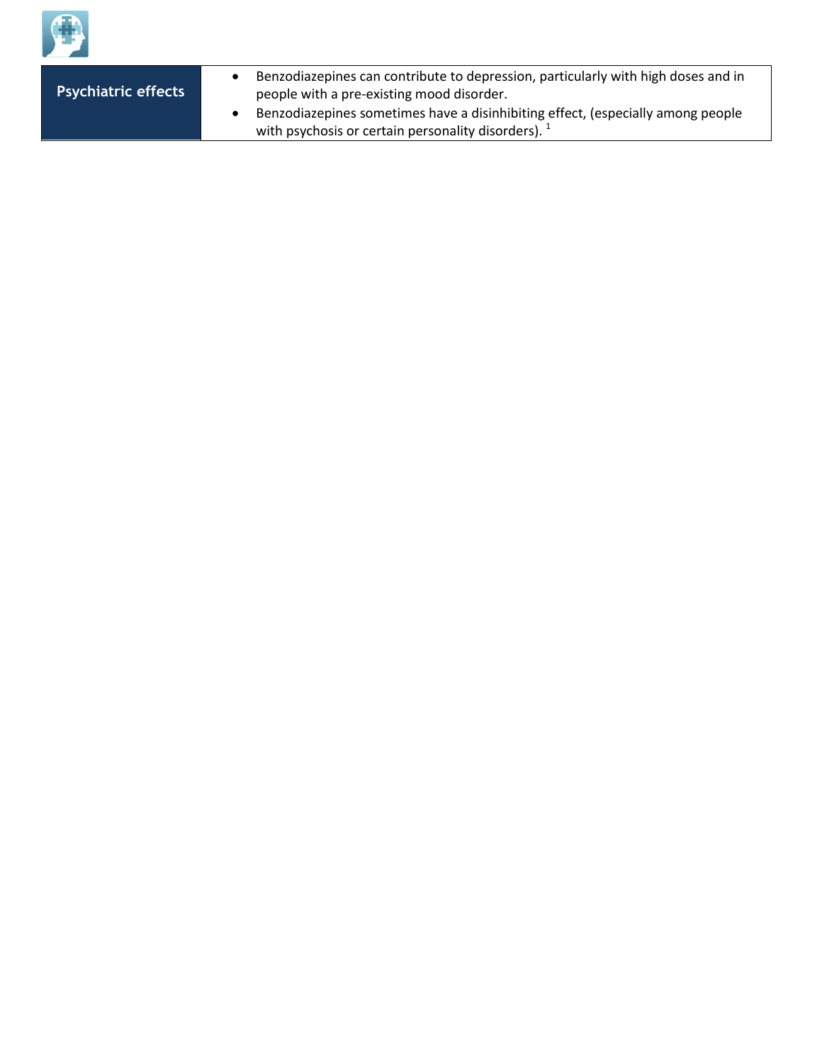| Psychiatric effects | • Benzodiazepines can contribute to depression, particularly with high doses and in people with a pre-existing mood disorder.<br>• Benzodiazepines sometimes have a disinhibiting effect, (especially among people with psychosis or certain personality disorders). [1] |
|---|---|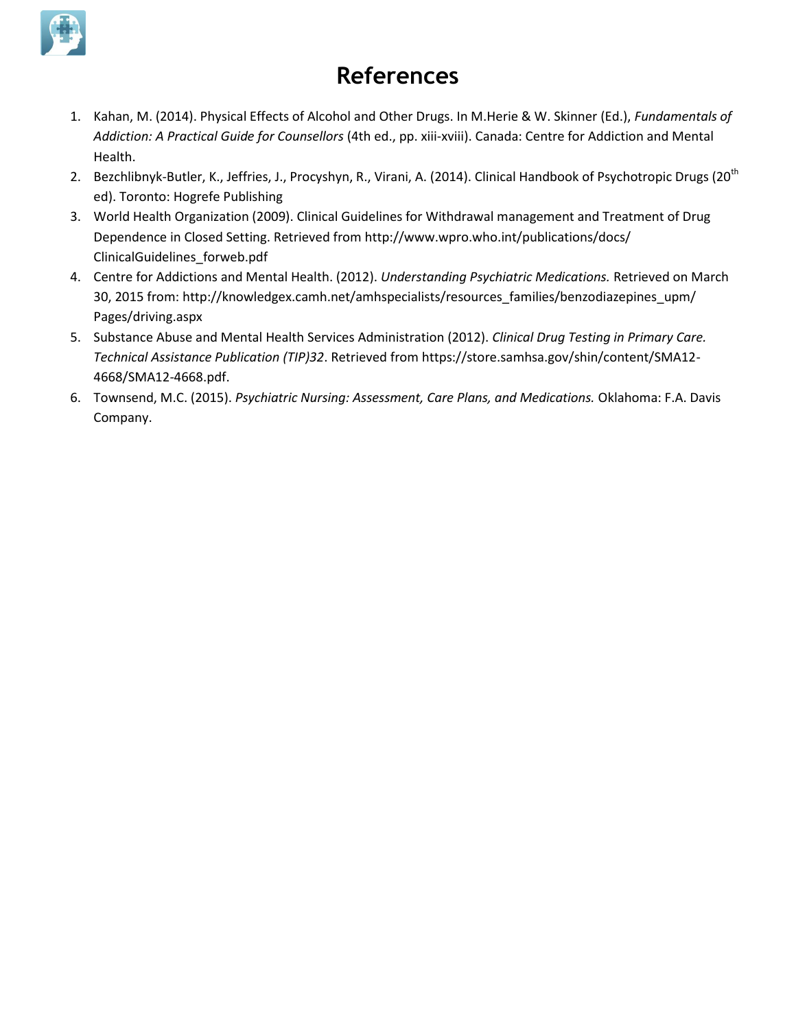# References

1. Kahan, M. (2014). Physical Effects of Alcohol and Other Drugs. In M.Herie & W. Skinner (Ed.), *Fundamentals of Addiction: A Practical Guide for Counsellors* (4th ed., pp. xiii-xviii). Canada: Centre for Addiction and Mental Health.
2. Bezchlibnyk-Butler, K., Jeffries, J., Procyshyn, R., Virani, A. (2014). Clinical Handbook of Psychotropic Drugs (20th ed). Toronto: Hogrefe Publishing
3. World Health Organization (2009). Clinical Guidelines for Withdrawal management and Treatment of Drug Dependence in Closed Setting. Retrieved from http://www.wpro.who.int/publications/docs/ClinicalGuidelines_forweb.pdf
4. Centre for Addictions and Mental Health. (2012). *Understanding Psychiatric Medications.* Retrieved on March 30, 2015 from: http://knowledgex.camh.net/amhspecialists/resources_families/benzodiazepines_upm/Pages/driving.aspx
5. Substance Abuse and Mental Health Services Administration (2012). *Clinical Drug Testing in Primary Care. Technical Assistance Publication (TIP)32*. Retrieved from https://store.samhsa.gov/shin/content/SMA12-4668/SMA12-4668.pdf.
6. Townsend, M.C. (2015). *Psychiatric Nursing: Assessment, Care Plans, and Medications.* Oklahoma: F.A. Davis Company.